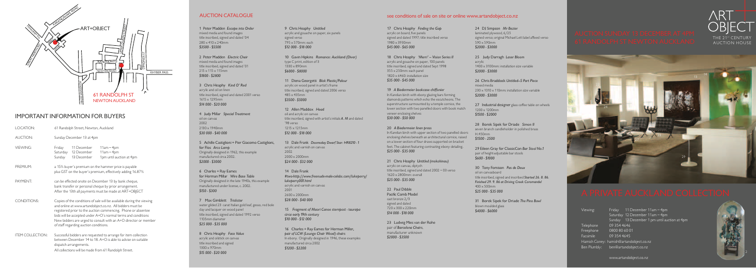# IMPORTANT INFORMATION FOR BUYERS

| | |
|---|---|
| LOCATION: | 61 Randolph Street, Newton, Auckland |
| AUCTION: | Sunday December 13 at 4pm |
| VIEWING: | Friday 11 December 11am – 4pm<br>Saturday 12 December 11am – 4pm<br>Sunday 13 December 1pm until auction at 4pm |
| PREMIUM: | a 15% buyer's premium on the hammer price is payable plus GST on the buyer's premium, effectively adding 16.87% |
| PAYMENT: | can be effected onsite on December 13 by bank cheque, bank transfer or personal cheque by prior arrangement. After the 13th all payments must be made at ART+OBJECT |
| CONDITIONS: | Copies of the conditions of sale will be available during the viewing and online at www.artandobject.co.nz. All bidders must be registered prior to the auction commencing. Phone or absentee bids will be accepted under A+O's normal terms and conditions. New bidders are urged to consult with an A+O director or member of staff regarding auction conditions. |
| ITEM COLLECTION: | Successful bidders are requested to arrange for item collection between December 14 to 18. A+O is able to advise on suitable dispatch arrangements. All collections will be made from 61 Randolph Street. |

## AUCTION CATALOGUE

see conditions of sale on site or online www.artandobject.co.nz

**1** Peter Madden *Escape into Order*
mixed media and found images
title inscribed, signed and dated '04
280 x 410 x 240mm
*$3500 - $5500*

**2** Peter Madden *Electric Chair*
mixed media and found images
title inscribed, signed and dated '01
215 x 115 x 115mm
*$1800 - $2800*

**3** Chris Heaphy *Kind O' Red*
acrylic and oil on linen
title inscribed, signed and dated 2001 verso
1615 x 1295mm
*$14 000 - $20 000*

**4** Judy Millar *Special Treatment*
oil on canvas
2002
2130 x 1940mm
*$30 000 - $40 000*

**5** Achille Castiglioni + Pier Giacomo Castiglioni, for Flos *Arco Lamp*
Originally designed in 1962, this example manufactured circa 2002.
*$2000 - $3000*

**6** Charles + Ray Eames for Herman Millar *Wire Base Table*
Originally designed in the late 1940s, this example manufactured under license, c. 2002.
*$150 - $300*

**7** Max Gimblett *Trickster*
water gilded 23 carat Italian gold leaf, gesso, red bole clay and lacquer on wood panel
title inscribed, signed and dated 1992 verso
1105mm diameter
*$25 000 - $35 000*

**8** Chris Heaphy *Face Value*
acrylic and oilstick on canvas
title inscribed and signed
1300 x 970mm
*$15 000 - $20 000*

**9** Chris Heaphy *Untitled*
acrylic and gouache on paper, six panels
signed verso
795 x 570mm: each
*$12 000 - $18 000*

**10** Gavin Hipkins *Romance: Auckland (Diver)*
type C print, edition of 3
1330 x 890mm
*$6000 - $8000*

**11** Diena Georgetti *Blok Plastic/Palour*
acrylic on wood panel in artist's frame
title inscribed, signed and dated 2006 verso
485 x 435mm
*$3500 - $5000*

**12** Allen Maddox *Head*
oil and acrylic on canvas
title inscribed, signed with artist's initials *A. M* and dated '98 verso
1215 x 1215mm
*$12 000 - $18 000*

**13** Dale Frank *Doomsday Dwarf Star: HR8210 - 1*
acrylic and varnish on canvas
2002
2000 x 2000mm
*$24 000 - $32 000*

**14** Dale Frank
*#two-http://www.freenude-male-celebs.com/lukeperry/lukeperry001.html*
acrylic and varnish on canvas
2001
2600 x 2000mm
*$28 000 - $40 000*

**15** *Fragment of Maori Canoe sternpost - taurapa circa early 19th century*
*$10 000 - $12 000*

**16** Charles + Ray Eames for Herman Miller, *pair of LCW (Lounge Chair Wood) chairs*
In ebony. Originally designed in 1946, these examples manufactured circa 2002.
*$1200 - $2200*

**17** Chris Heaphy *Finding the Gap*
acrylic on board, five panels
signed and dated 1997; title inscribed verso
1980 x 3930mm
*$45 000 - $65 000*

**18** Chris Heaphy *'Marri' – Vision Series II*
acrylic and gouache on paper, 100 panels
title inscribed, signed and dated Sept 1998
355 x 250mm: each panel
1820 x 6460: installation size
*$35 000 - $45 000*

**19** *A Biedermeier bookcase chiffonier*
In Karelian birch with ebony glazing bars forming diamonds patterns which echo the escutcheons. The superstructure surmounted by a temple cornice, the lower section with two panelled doors with book match veneer enclosing shelves
*$30 000 - $50 000*

**20** *A Biedermeier linen press*
In Karelian birch with upper section of two panelled doors enclosing shelves beneath an architectural cornice, raised on a lower section of four draws supported on bracket feet. The cabinet featuring contrasting ebony detailing.
*$25 000 - $35 000*

**21** Chris Heaphy *Untitled (makohinau)*
acrylic on canvas, diptych
title inscribed, signed and dated 2002 – 03 verso
1620 x 2800mm: overall
*$25 000 - $35 000*

**22** Paul Dibble *Pacific Comb Model*
cast bronze 2/3
signed and dated
720 x 300 x 220mm
*$14 000 - $18 000*

**23** Ludwig Mies van der Rohe pair of *Barcelona Chairs*.
manufacturer unknown
*$2000 - $3500*

**24** DJ Simpson *Mr Bezier*
laminated plywood, 6/25
signed verso; original Michael Lett label affixed verso
590 x 590mm
*$2000 - $3000*

**25** Judy Darragh *Laser Bloom*
acrylic
1400 x 3100mm: installation size variable
*$2000 - $3000*

**26** Chris Braddock *Untitled–5 Port Piece*
mixed media
230 x 1010 x 110mm: installation size variable
*$2000 - $3000*

**27** Industrial designer glass coffee table on wheels
1200 x 1200mm
*$1500 - $2000*

**28** Borek Sipek for Driade *Simon II*
seven branch candleholder in polished brass
H.450mm
*$1500 - 2500*

**29** Eileen Gray for ClassicCon *Bar Stool No.1*
pair of height adjustable bar stools
*$600 - $1000*

**30** Tony Fomison *Pas de Deux*
oil on canvasboard
title inscribed, signed and inscribed *Started 26. 8. 86. Finished 29. 9. 86 at Driving Creek Coromandel*
400 x 500mm
*$25 000 - $35 000*

**31** Borek Sipek for Driade *The Pino Bowl*
blown moulded glass
*$4000 - $6000*

# AUCTION SUNDAY 13 DECEMBER AT 4PM
# 61 RANDOLPH ST NEWTON AUCKLAND

ART+OBJECT
THE 21ST CENTURY AUCTION HOUSE

# A PRIVATE AUCKLAND COLLECTION

| | |
|---|---|
| Viewing: | Friday 11 December 11am – 4pm<br>Saturday 12 December 11am – 4pm<br>Sunday 13 December 1 pm until auction at 4pm |
| Telephone | 09 354 4646 |
| Freephone | 0800 80 60 01 |
| Facsimile | 09 354 4645 |
| Hamish Coney: | hamish@artandobject.co.nz |
| Ben Plumbly: | ben@artandobject.co.nz |

www.artandobject.co.nz